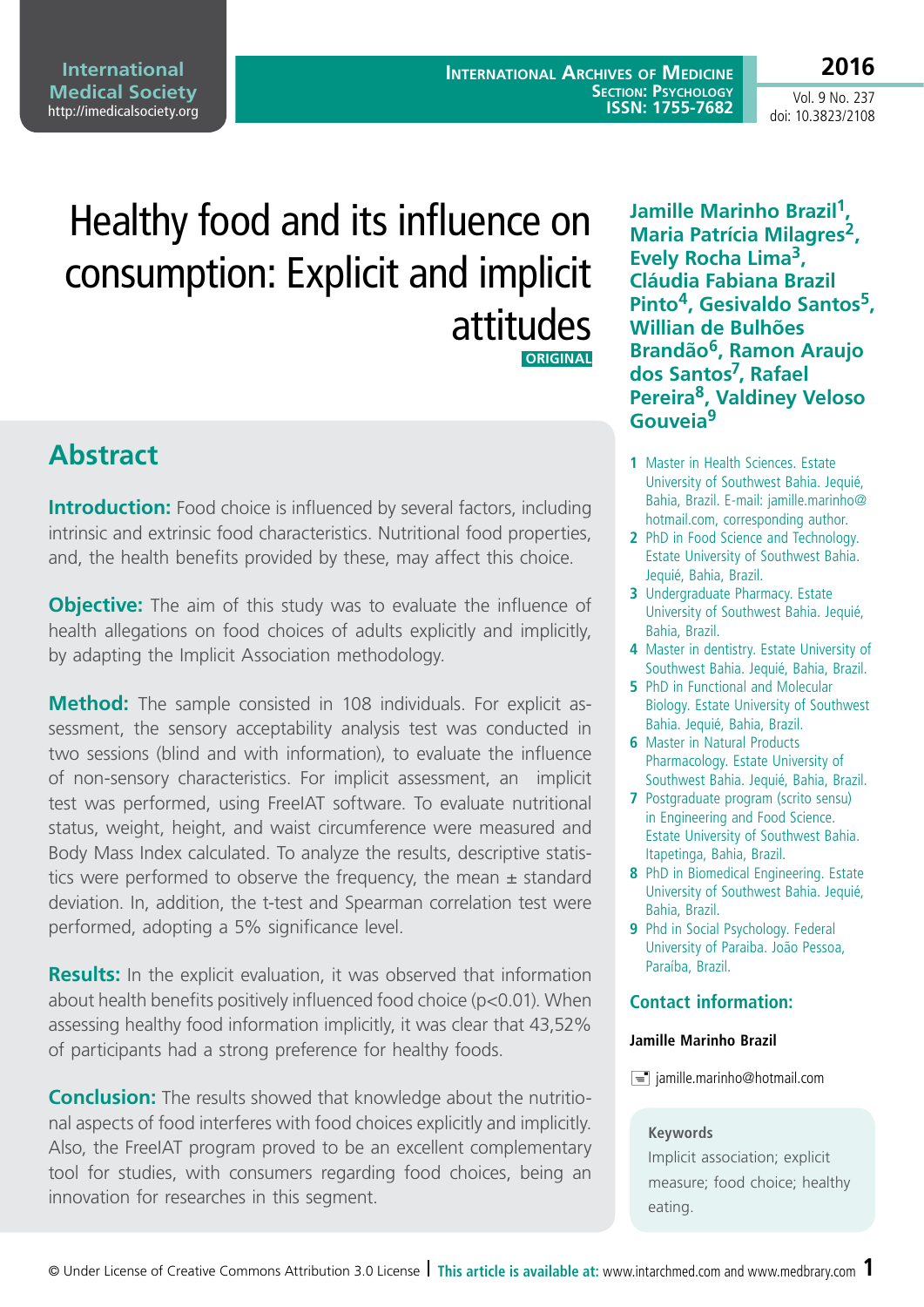# Healthy food and its influence on consumption: Explicit and implicit attitudes

ORIGINAL

**Jamille Marinho Brazil[1], Maria Patrícia Milagres[2], Evely Rocha Lima[3], Cláudia Fabiana Brazil Pinto[4], Gesivaldo Santos[5], Willian de Bulhões Brandão[6], Ramon Araujo dos Santos[7], Rafael Pereira[8], Valdiney Veloso Gouveia[9]**

1. Master in Health Sciences. Estate University of Southwest Bahia. Jequié, Bahia, Brazil. E-mail: jamille.marinho@hotmail.com, corresponding author.
2. PhD in Food Science and Technology. Estate University of Southwest Bahia. Jequié, Bahia, Brazil.
3. Undergraduate Pharmacy. Estate University of Southwest Bahia. Jequié, Bahia, Brazil.
4. Master in dentistry. Estate University of Southwest Bahia. Jequié, Bahia, Brazil.
5. PhD in Functional and Molecular Biology. Estate University of Southwest Bahia. Jequié, Bahia, Brazil.
6. Master in Natural Products Pharmacology. Estate University of Southwest Bahia. Jequié, Bahia, Brazil.
7. Postgraduate program (scrito sensu) in Engineering and Food Science. Estate University of Southwest Bahia. Itapetinga, Bahia, Brazil.
8. PhD in Biomedical Engineering. Estate University of Southwest Bahia. Jequié, Bahia, Brazil.
9. Phd in Social Psychology. Federal University of Paraiba. João Pessoa, Paraíba, Brazil.

## Contact information:

**Jamille Marinho Brazil**

jamille.marinho@hotmail.com

**Keywords**

Implicit association; explicit measure; food choice; healthy eating.

## Abstract

**Introduction:** Food choice is influenced by several factors, including intrinsic and extrinsic food characteristics. Nutritional food properties, and, the health benefits provided by these, may affect this choice.

**Objective:** The aim of this study was to evaluate the influence of health allegations on food choices of adults explicitly and implicitly, by adapting the Implicit Association methodology.

**Method:** The sample consisted in 108 individuals. For explicit assessment, the sensory acceptability analysis test was conducted in two sessions (blind and with information), to evaluate the influence of non-sensory characteristics. For implicit assessment, an implicit test was performed, using FreeIAT software. To evaluate nutritional status, weight, height, and waist circumference were measured and Body Mass Index calculated. To analyze the results, descriptive statistics were performed to observe the frequency, the mean ± standard deviation. In, addition, the t-test and Spearman correlation test were performed, adopting a 5% significance level.

**Results:** In the explicit evaluation, it was observed that information about health benefits positively influenced food choice ($p<0.01$). When assessing healthy food information implicitly, it was clear that 43,52% of participants had a strong preference for healthy foods.

**Conclusion:** The results showed that knowledge about the nutritional aspects of food interferes with food choices explicitly and implicitly. Also, the FreeIAT program proved to be an excellent complementary tool for studies, with consumers regarding food choices, being an innovation for researches in this segment.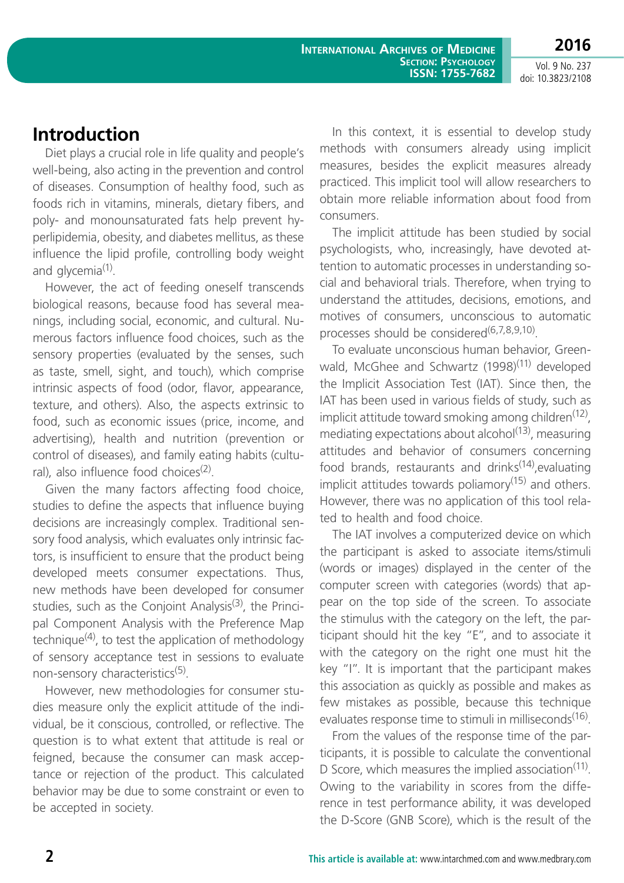## Introduction

Diet plays a crucial role in life quality and people's well-being, also acting in the prevention and control of diseases. Consumption of healthy food, such as foods rich in vitamins, minerals, dietary fibers, and poly- and monounsaturated fats help prevent hyperlipidemia, obesity, and diabetes mellitus, as these influence the lipid profile, controlling body weight and glycemia[1].

However, the act of feeding oneself transcends biological reasons, because food has several meanings, including social, economic, and cultural. Numerous factors influence food choices, such as the sensory properties (evaluated by the senses, such as taste, smell, sight, and touch), which comprise intrinsic aspects of food (odor, flavor, appearance, texture, and others). Also, the aspects extrinsic to food, such as economic issues (price, income, and advertising), health and nutrition (prevention or control of diseases), and family eating habits (cultural), also influence food choices[2].

Given the many factors affecting food choice, studies to define the aspects that influence buying decisions are increasingly complex. Traditional sensory food analysis, which evaluates only intrinsic factors, is insufficient to ensure that the product being developed meets consumer expectations. Thus, new methods have been developed for consumer studies, such as the Conjoint Analysis[3], the Principal Component Analysis with the Preference Map technique[4], to test the application of methodology of sensory acceptance test in sessions to evaluate non-sensory characteristics[5].

However, new methodologies for consumer studies measure only the explicit attitude of the individual, be it conscious, controlled, or reflective. The question is to what extent that attitude is real or feigned, because the consumer can mask acceptance or rejection of the product. This calculated behavior may be due to some constraint or even to be accepted in society.

In this context, it is essential to develop study methods with consumers already using implicit measures, besides the explicit measures already practiced. This implicit tool will allow researchers to obtain more reliable information about food from consumers.

The implicit attitude has been studied by social psychologists, who, increasingly, have devoted attention to automatic processes in understanding social and behavioral trials. Therefore, when trying to understand the attitudes, decisions, emotions, and motives of consumers, unconscious to automatic processes should be considered[6,7,8,9,10].

To evaluate unconscious human behavior, Greenwald, McGhee and Schwartz (1998)[11] developed the Implicit Association Test (IAT). Since then, the IAT has been used in various fields of study, such as implicit attitude toward smoking among children[12], mediating expectations about alcohol[13], measuring attitudes and behavior of consumers concerning food brands, restaurants and drinks[14],evaluating implicit attitudes towards poliamory[15] and others. However, there was no application of this tool related to health and food choice.

The IAT involves a computerized device on which the participant is asked to associate items/stimuli (words or images) displayed in the center of the computer screen with categories (words) that appear on the top side of the screen. To associate the stimulus with the category on the left, the participant should hit the key "E", and to associate it with the category on the right one must hit the key "I". It is important that the participant makes this association as quickly as possible and makes as few mistakes as possible, because this technique evaluates response time to stimuli in milliseconds[16].

From the values of the response time of the participants, it is possible to calculate the conventional D Score, which measures the implied association[11]. Owing to the variability in scores from the difference in test performance ability, it was developed the D-Score (GNB Score), which is the result of the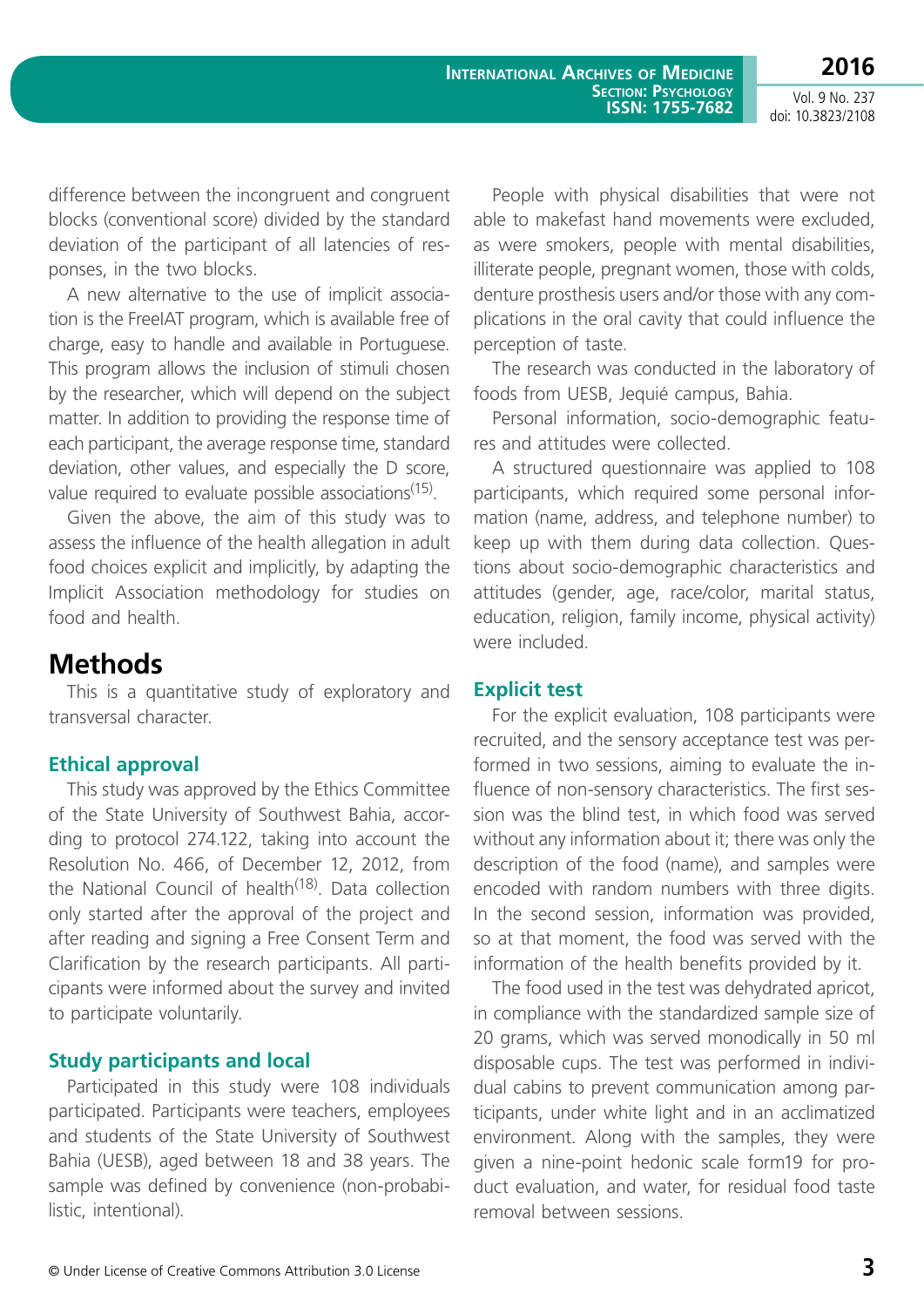difference between the incongruent and congruent blocks (conventional score) divided by the standard deviation of the participant of all latencies of responses, in the two blocks.

A new alternative to the use of implicit association is the FreeIAT program, which is available free of charge, easy to handle and available in Portuguese. This program allows the inclusion of stimuli chosen by the researcher, which will depend on the subject matter. In addition to providing the response time of each participant, the average response time, standard deviation, other values, and especially the D score, value required to evaluate possible associations[15].

Given the above, the aim of this study was to assess the influence of the health allegation in adult food choices explicit and implicitly, by adapting the Implicit Association methodology for studies on food and health.

# Methods

This is a quantitative study of exploratory and transversal character.

## Ethical approval

This study was approved by the Ethics Committee of the State University of Southwest Bahia, according to protocol 274.122, taking into account the Resolution No. 466, of December 12, 2012, from the National Council of health[18]. Data collection only started after the approval of the project and after reading and signing a Free Consent Term and Clarification by the research participants. All participants were informed about the survey and invited to participate voluntarily.

## Study participants and local

Participated in this study were 108 individuals participated. Participants were teachers, employees and students of the State University of Southwest Bahia (UESB), aged between 18 and 38 years. The sample was defined by convenience (non-probabilistic, intentional).

People with physical disabilities that were not able to makefast hand movements were excluded, as were smokers, people with mental disabilities, illiterate people, pregnant women, those with colds, denture prosthesis users and/or those with any complications in the oral cavity that could influence the perception of taste.

The research was conducted in the laboratory of foods from UESB, Jequié campus, Bahia.

Personal information, socio-demographic features and attitudes were collected.

A structured questionnaire was applied to 108 participants, which required some personal information (name, address, and telephone number) to keep up with them during data collection. Questions about socio-demographic characteristics and attitudes (gender, age, race/color, marital status, education, religion, family income, physical activity) were included.

## Explicit test

For the explicit evaluation, 108 participants were recruited, and the sensory acceptance test was performed in two sessions, aiming to evaluate the influence of non-sensory characteristics. The first session was the blind test, in which food was served without any information about it; there was only the description of the food (name), and samples were encoded with random numbers with three digits. In the second session, information was provided, so at that moment, the food was served with the information of the health benefits provided by it.

The food used in the test was dehydrated apricot, in compliance with the standardized sample size of 20 grams, which was served monodically in 50 ml disposable cups. The test was performed in individual cabins to prevent communication among participants, under white light and in an acclimatized environment. Along with the samples, they were given a nine-point hedonic scale form19 for product evaluation, and water, for residual food taste removal between sessions.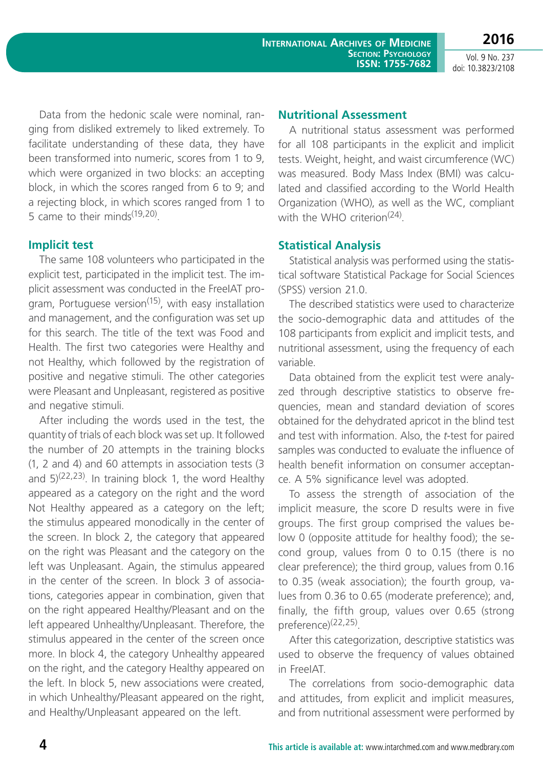Data from the hedonic scale were nominal, ranging from disliked extremely to liked extremely. To facilitate understanding of these data, they have been transformed into numeric, scores from 1 to 9, which were organized in two blocks: an accepting block, in which the scores ranged from 6 to 9; and a rejecting block, in which scores ranged from 1 to 5 came to their minds[19,20].

### Implicit test

The same 108 volunteers who participated in the explicit test, participated in the implicit test. The implicit assessment was conducted in the FreeIAT program, Portuguese version[15], with easy installation and management, and the configuration was set up for this search. The title of the text was Food and Health. The first two categories were Healthy and not Healthy, which followed by the registration of positive and negative stimuli. The other categories were Pleasant and Unpleasant, registered as positive and negative stimuli.

After including the words used in the test, the quantity of trials of each block was set up. It followed the number of 20 attempts in the training blocks (1, 2 and 4) and 60 attempts in association tests (3 and 5)[22,23]. In training block 1, the word Healthy appeared as a category on the right and the word Not Healthy appeared as a category on the left; the stimulus appeared monodically in the center of the screen. In block 2, the category that appeared on the right was Pleasant and the category on the left was Unpleasant. Again, the stimulus appeared in the center of the screen. In block 3 of associations, categories appear in combination, given that on the right appeared Healthy/Pleasant and on the left appeared Unhealthy/Unpleasant. Therefore, the stimulus appeared in the center of the screen once more. In block 4, the category Unhealthy appeared on the right, and the category Healthy appeared on the left. In block 5, new associations were created, in which Unhealthy/Pleasant appeared on the right, and Healthy/Unpleasant appeared on the left.

### Nutritional Assessment

A nutritional status assessment was performed for all 108 participants in the explicit and implicit tests. Weight, height, and waist circumference (WC) was measured. Body Mass Index (BMI) was calculated and classified according to the World Health Organization (WHO), as well as the WC, compliant with the WHO criterion[24].

### Statistical Analysis

Statistical analysis was performed using the statistical software Statistical Package for Social Sciences (SPSS) version 21.0.

The described statistics were used to characterize the socio-demographic data and attitudes of the 108 participants from explicit and implicit tests, and nutritional assessment, using the frequency of each variable.

Data obtained from the explicit test were analyzed through descriptive statistics to observe frequencies, mean and standard deviation of scores obtained for the dehydrated apricot in the blind test and test with information. Also, the *t*-test for paired samples was conducted to evaluate the influence of health benefit information on consumer acceptance. A 5% significance level was adopted.

To assess the strength of association of the implicit measure, the score D results were in five groups. The first group comprised the values below 0 (opposite attitude for healthy food); the second group, values from 0 to 0.15 (there is no clear preference); the third group, values from 0.16 to 0.35 (weak association); the fourth group, values from 0.36 to 0.65 (moderate preference); and, finally, the fifth group, values over 0.65 (strong preference)[22,25].

After this categorization, descriptive statistics was used to observe the frequency of values obtained in FreeIAT.

The correlations from socio-demographic data and attitudes, from explicit and implicit measures, and from nutritional assessment were performed by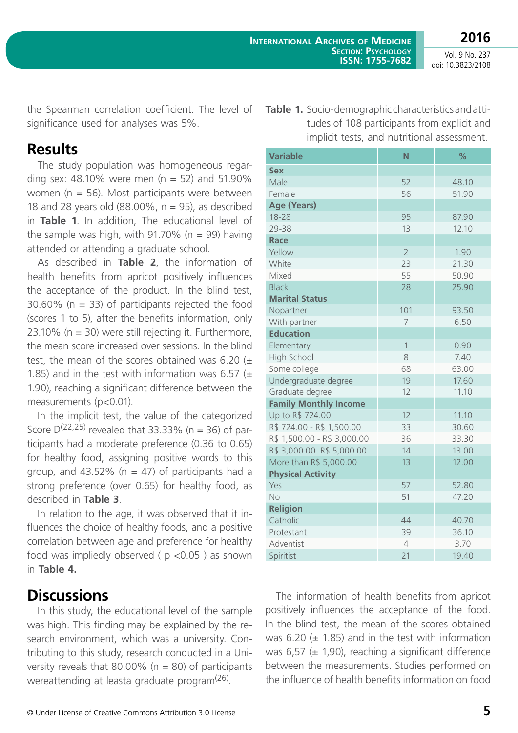the Spearman correlation coefficient. The level of significance used for analyses was 5%.

## Results

The study population was homogeneous regarding sex: 48.10% were men (n = 52) and 51.90% women (n = 56). Most participants were between 18 and 28 years old (88.00%, n = 95), as described in **Table 1**. In addition, The educational level of the sample was high, with 91.70% (n = 99) having attended or attending a graduate school.

As described in **Table 2**, the information of health benefits from apricot positively influences the acceptance of the product. In the blind test, 30.60% (n = 33) of participants rejected the food (scores 1 to 5), after the benefits information, only 23.10% (n = 30) were still rejecting it. Furthermore, the mean score increased over sessions. In the blind test, the mean of the scores obtained was 6.20 (± 1.85) and in the test with information was 6.57 (± 1.90), reaching a significant difference between the measurements (p<0.01).

In the implicit test, the value of the categorized Score D[22,25] revealed that 33.33% (n = 36) of participants had a moderate preference (0.36 to 0.65) for healthy food, assigning positive words to this group, and 43.52% (n = 47) of participants had a strong preference (over 0.65) for healthy food, as described in **Table 3**.

In relation to the age, it was observed that it influences the choice of healthy foods, and a positive correlation between age and preference for healthy food was impliedly observed ( p <0.05 ) as shown in **Table 4.**

**Table 1.** Socio-demographic characteristics and attitudes of 108 participants from explicit and implicit tests, and nutritional assessment.

| Variable | N | % |
|---|---|---|
| **Sex** | | |
| Male | 52 | 48.10 |
| Female | 56 | 51.90 |
| **Age (Years)** | | |
| 18-28 | 95 | 87.90 |
| 29-38 | 13 | 12.10 |
| **Race** | | |
| Yellow | 2 | 1.90 |
| White | 23 | 21.30 |
| Mixed | 55 | 50.90 |
| Black | 28 | 25.90 |
| **Marital Status** | | |
| Nopartner | 101 | 93.50 |
| With partner | 7 | 6.50 |
| **Education** | | |
| Elementary | 1 | 0.90 |
| High School | 8 | 7.40 |
| Some college | 68 | 63.00 |
| Undergraduate degree | 19 | 17.60 |
| Graduate degree | 12 | 11.10 |
| **Family Monthly Income** | | |
| Up to R$ 724.00 | 12 | 11.10 |
| R$ 724.00 - R$ 1,500.00 | 33 | 30.60 |
| R$ 1,500.00 - R$ 3,000.00 | 36 | 33.30 |
| R$ 3,000.00 R$ 5,000.00 | 14 | 13.00 |
| More than R$ 5,000.00 | 13 | 12.00 |
| **Physical Activity** | | |
| Yes | 57 | 52.80 |
| No | 51 | 47.20 |
| **Religion** | | |
| Catholic | 44 | 40.70 |
| Protestant | 39 | 36.10 |
| Adventist | 4 | 3.70 |
| Spiritist | 21 | 19.40 |

## Discussions

In this study, the educational level of the sample was high. This finding may be explained by the research environment, which was a university. Contributing to this study, research conducted in a University reveals that 80.00% (n = 80) of participants wereattending at leasta graduate program[26].

The information of health benefits from apricot positively influences the acceptance of the food. In the blind test, the mean of the scores obtained was 6.20 (± 1.85) and in the test with information was 6,57 (± 1,90), reaching a significant difference between the measurements. Studies performed on the influence of health benefits information on food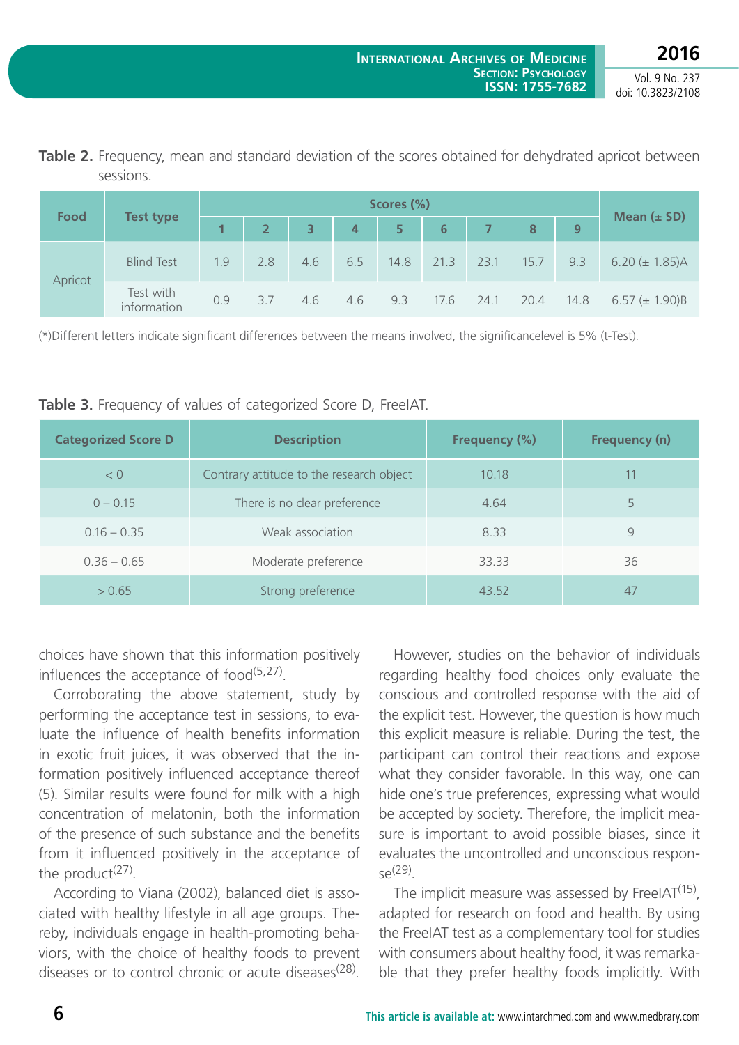**Table 2.** Frequency, mean and standard deviation of the scores obtained for dehydrated apricot between sessions.

| Food | Test type | Scores (%) | | | | | | | | | Mean (± SD) |
|---|---|---|---|---|---|---|---|---|---|---|---|
| | | 1 | 2 | 3 | 4 | 5 | 6 | 7 | 8 | 9 | |
| Apricot | Blind Test | 1.9 | 2.8 | 4.6 | 6.5 | 14.8 | 21.3 | 23.1 | 15.7 | 9.3 | 6.20 (± 1.85)A |
| | Test with information | 0.9 | 3.7 | 4.6 | 4.6 | 9.3 | 17.6 | 24.1 | 20.4 | 14.8 | 6.57 (± 1.90)B |

(*)Different letters indicate significant differences between the means involved, the significancelevel is 5% (t-Test).

**Table 3.** Frequency of values of categorized Score D, FreeIAT.

| Categorized Score D | Description | Frequency (%) | Frequency (n) |
|---|---|---|---|
| < 0 | Contrary attitude to the research object | 10.18 | 11 |
| 0 – 0.15 | There is no clear preference | 4.64 | 5 |
| 0.16 – 0.35 | Weak association | 8.33 | 9 |
| 0.36 – 0.65 | Moderate preference | 33.33 | 36 |
| > 0.65 | Strong preference | 43.52 | 47 |

choices have shown that this information positively influences the acceptance of food[5,27].

Corroborating the above statement, study by performing the acceptance test in sessions, to evaluate the influence of health benefits information in exotic fruit juices, it was observed that the information positively influenced acceptance thereof (5). Similar results were found for milk with a high concentration of melatonin, both the information of the presence of such substance and the benefits from it influenced positively in the acceptance of the product[27].

According to Viana (2002), balanced diet is associated with healthy lifestyle in all age groups. Thereby, individuals engage in health-promoting behaviors, with the choice of healthy foods to prevent diseases or to control chronic or acute diseases[28].

However, studies on the behavior of individuals regarding healthy food choices only evaluate the conscious and controlled response with the aid of the explicit test. However, the question is how much this explicit measure is reliable. During the test, the participant can control their reactions and expose what they consider favorable. In this way, one can hide one's true preferences, expressing what would be accepted by society. Therefore, the implicit measure is important to avoid possible biases, since it evaluates the uncontrolled and unconscious response[29].

The implicit measure was assessed by FreeIAT[15], adapted for research on food and health. By using the FreeIAT test as a complementary tool for studies with consumers about healthy food, it was remarkable that they prefer healthy foods implicitly. With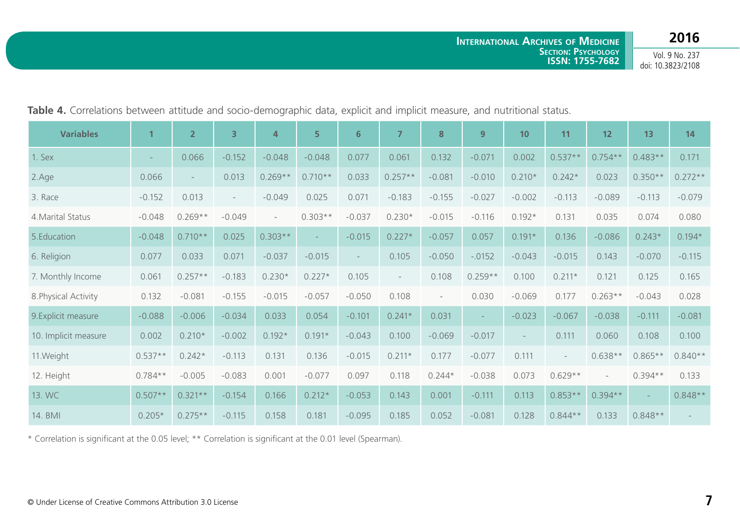**Table 4.** Correlations between attitude and socio-demographic data, explicit and implicit measure, and nutritional status.

| Variables | 1 | 2 | 3 | 4 | 5 | 6 | 7 | 8 | 9 | 10 | 11 | 12 | 13 | 14 |
|---|---|---|---|---|---|---|---|---|---|---|---|---|---|---|
| 1. Sex | - | 0.066 | -0.152 | -0.048 | -0.048 | 0.077 | 0.061 | 0.132 | -0.071 | 0.002 | 0.537** | 0.754** | 0.483** | 0.171 |
| 2.Age | 0.066 | - | 0.013 | 0.269** | 0.710** | 0.033 | 0.257** | -0.081 | -0.010 | 0.210* | 0.242* | 0.023 | 0.350** | 0.272** |
| 3. Race | -0.152 | 0.013 | - | -0.049 | 0.025 | 0.071 | -0.183 | -0.155 | -0.027 | -0.002 | -0.113 | -0.089 | -0.113 | -0.079 |
| 4.Marital Status | -0.048 | 0.269** | -0.049 | - | 0.303** | -0.037 | 0.230* | -0.015 | -0.116 | 0.192* | 0.131 | 0.035 | 0.074 | 0.080 |
| 5.Education | -0.048 | 0.710** | 0.025 | 0.303** | - | -0.015 | 0.227* | -0.057 | 0.057 | 0.191* | 0.136 | -0.086 | 0.243* | 0.194* |
| 6. Religion | 0.077 | 0.033 | 0.071 | -0.037 | -0.015 | - | 0.105 | -0.050 | -.0152 | -0.043 | -0.015 | 0.143 | -0.070 | -0.115 |
| 7. Monthly Income | 0.061 | 0.257** | -0.183 | 0.230* | 0.227* | 0.105 | - | 0.108 | 0.259** | 0.100 | 0.211* | 0.121 | 0.125 | 0.165 |
| 8.Physical Activity | 0.132 | -0.081 | -0.155 | -0.015 | -0.057 | -0.050 | 0.108 | - | 0.030 | -0.069 | 0.177 | 0.263** | -0.043 | 0.028 |
| 9.Explicit measure | -0.088 | -0.006 | -0.034 | 0.033 | 0.054 | -0.101 | 0.241* | 0.031 | - | -0.023 | -0.067 | -0.038 | -0.111 | -0.081 |
| 10. Implicit measure | 0.002 | 0.210* | -0.002 | 0.192* | 0.191* | -0.043 | 0.100 | -0.069 | -0.017 | - | 0.111 | 0.060 | 0.108 | 0.100 |
| 11.Weight | 0.537** | 0.242* | -0.113 | 0.131 | 0.136 | -0.015 | 0.211* | 0.177 | -0.077 | 0.111 | - | 0.638** | 0.865** | 0.840** |
| 12. Height | 0.784** | -0.005 | -0.083 | 0.001 | -0.077 | 0.097 | 0.118 | 0.244* | -0.038 | 0.073 | 0.629** | - | 0.394** | 0.133 |
| 13. WC | 0.507** | 0.321** | -0.154 | 0.166 | 0.212* | -0.053 | 0.143 | 0.001 | -0.111 | 0.113 | 0.853** | 0.394** | - | 0.848** |
| 14. BMI | 0.205* | 0.275** | -0.115 | 0.158 | 0.181 | -0.095 | 0.185 | 0.052 | -0.081 | 0.128 | 0.844** | 0.133 | 0.848** | - |

* Correlation is significant at the 0.05 level; ** Correlation is significant at the 0.01 level (Spearman).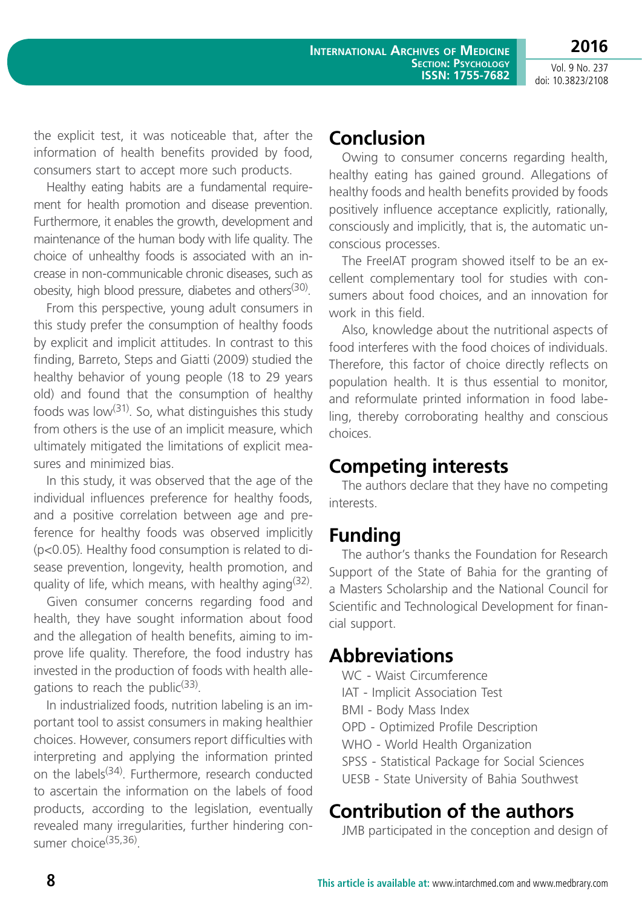the explicit test, it was noticeable that, after the information of health benefits provided by food, consumers start to accept more such products.

Healthy eating habits are a fundamental requirement for health promotion and disease prevention. Furthermore, it enables the growth, development and maintenance of the human body with life quality. The choice of unhealthy foods is associated with an increase in non-communicable chronic diseases, such as obesity, high blood pressure, diabetes and others[30].

From this perspective, young adult consumers in this study prefer the consumption of healthy foods by explicit and implicit attitudes. In contrast to this finding, Barreto, Steps and Giatti (2009) studied the healthy behavior of young people (18 to 29 years old) and found that the consumption of healthy foods was low[31]. So, what distinguishes this study from others is the use of an implicit measure, which ultimately mitigated the limitations of explicit measures and minimized bias.

In this study, it was observed that the age of the individual influences preference for healthy foods, and a positive correlation between age and preference for healthy foods was observed implicitly ($p<0.05$). Healthy food consumption is related to disease prevention, longevity, health promotion, and quality of life, which means, with healthy aging[32].

Given consumer concerns regarding food and health, they have sought information about food and the allegation of health benefits, aiming to improve life quality. Therefore, the food industry has invested in the production of foods with health allegations to reach the public[33].

In industrialized foods, nutrition labeling is an important tool to assist consumers in making healthier choices. However, consumers report difficulties with interpreting and applying the information printed on the labels[34]. Furthermore, research conducted to ascertain the information on the labels of food products, according to the legislation, eventually revealed many irregularities, further hindering consumer choice[35,36].

## Conclusion

Owing to consumer concerns regarding health, healthy eating has gained ground. Allegations of healthy foods and health benefits provided by foods positively influence acceptance explicitly, rationally, consciously and implicitly, that is, the automatic unconscious processes.

The FreeIAT program showed itself to be an excellent complementary tool for studies with consumers about food choices, and an innovation for work in this field.

Also, knowledge about the nutritional aspects of food interferes with the food choices of individuals. Therefore, this factor of choice directly reflects on population health. It is thus essential to monitor, and reformulate printed information in food labeling, thereby corroborating healthy and conscious choices.

## Competing interests

The authors declare that they have no competing interests.

## Funding

The author's thanks the Foundation for Research Support of the State of Bahia for the granting of a Masters Scholarship and the National Council for Scientific and Technological Development for financial support.

## Abbreviations

WC - Waist Circumference
IAT - Implicit Association Test
BMI - Body Mass Index
OPD - Optimized Profile Description
WHO - World Health Organization
SPSS - Statistical Package for Social Sciences
UESB - State University of Bahia Southwest

## Contribution of the authors

JMB participated in the conception and design of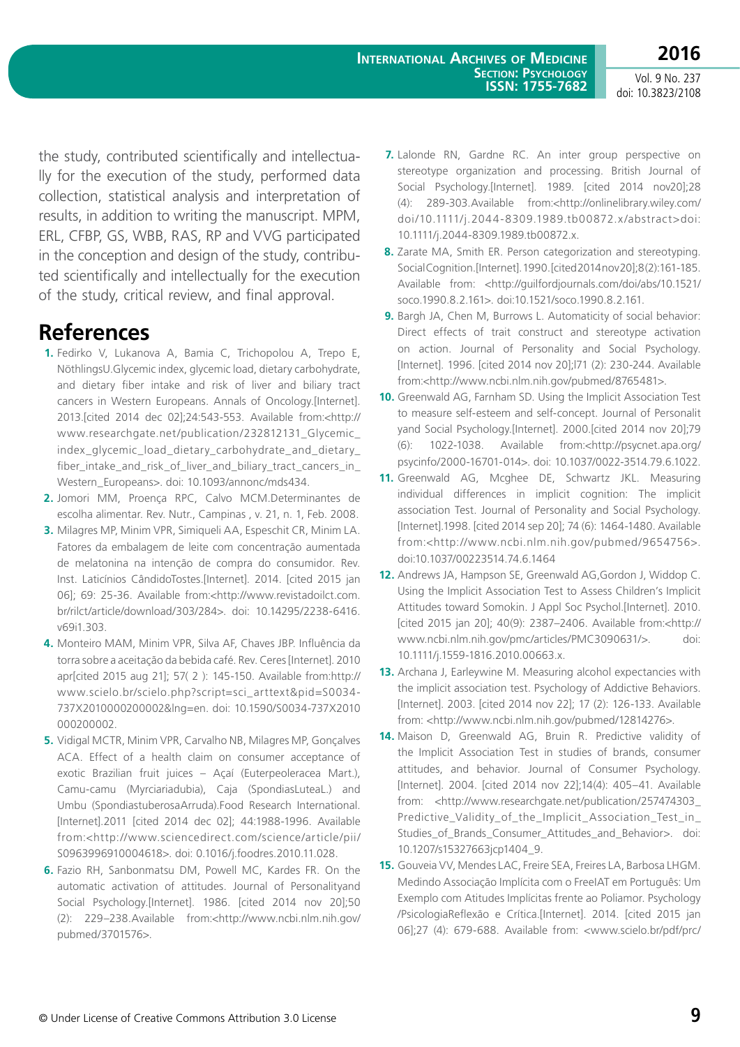the study, contributed scientifically and intellectually for the execution of the study, performed data collection, statistical analysis and interpretation of results, in addition to writing the manuscript. MPM, ERL, CFBP, GS, WBB, RAS, RP and VVG participated in the conception and design of the study, contributed scientifically and intellectually for the execution of the study, critical review, and final approval.

## References

1. Fedirko V, Lukanova A, Bamia C, Trichopolou A, Trepo E, NöthlingsU.Glycemic index, glycemic load, dietary carbohydrate, and dietary fiber intake and risk of liver and biliary tract cancers in Western Europeans. Annals of Oncology.[Internet]. 2013.[cited 2014 dec 02];24:543-553. Available from:<http://www.researchgate.net/publication/232812131_Glycemic_index_glycemic_load_dietary_carbohydrate_and_dietary_fiber_intake_and_risk_of_liver_and_biliary_tract_cancers_in_Western_Europeans>. doi: 10.1093/annonc/mds434.
2. Jomori MM, Proença RPC, Calvo MCM.Determinantes de escolha alimentar. Rev. Nutr., Campinas , v. 21, n. 1, Feb. 2008.
3. Milagres MP, Minim VPR, Simiqueli AA, Espeschit CR, Minim LA. Fatores da embalagem de leite com concentração aumentada de melatonina na intenção de compra do consumidor. Rev. Inst. Laticínios CândidoTostes.[Internet]. 2014. [cited 2015 jan 06]; 69: 25-36. Available from:<http://www.revistadoilct.com.br/rilct/article/download/303/284>. doi: 10.14295/2238-6416.v69i1.303.
4. Monteiro MAM, Minim VPR, Silva AF, Chaves JBP. Influência da torra sobre a aceitação da bebida café. Rev. Ceres [Internet]. 2010 apr[cited 2015 aug 21]; 57( 2 ): 145-150. Available from:http://www.scielo.br/scielo.php?script=sci_arttext&pid=S0034-737X2010000200002&lng=en. doi: 10.1590/S0034-737X2010000200002.
5. Vidigal MCTR, Minim VPR, Carvalho NB, Milagres MP, Gonçalves ACA. Effect of a health claim on consumer acceptance of exotic Brazilian fruit juices – Açaí (Euterpeoleracea Mart.), Camu-camu (Myrciariadubia), Caja (SpondiasLuteaL.) and Umbu (SpondiastuberosaArruda).Food Research International. [Internet].2011 [cited 2014 dec 02]; 44:1988-1996. Available from:<http://www.sciencedirect.com/science/article/pii/S0963996910004618>. doi: 0.1016/j.foodres.2010.11.028.
6. Fazio RH, Sanbonmatsu DM, Powell MC, Kardes FR. On the automatic activation of attitudes. Journal of Personalityand Social Psychology.[Internet]. 1986. [cited 2014 nov 20];50 (2): 229–238.Available from:<http://www.ncbi.nlm.nih.gov/pubmed/3701576>.
7. Lalonde RN, Gardne RC. An inter group perspective on stereotype organization and processing. British Journal of Social Psychology.[Internet]. 1989. [cited 2014 nov20];28 (4): 289-303.Available from:<http://onlinelibrary.wiley.com/doi/10.1111/j.2044-8309.1989.tb00872.x/abstract>doi: 10.1111/j.2044-8309.1989.tb00872.x.
8. Zarate MA, Smith ER. Person categorization and stereotyping. SocialCognition.[Internet].1990.[cited2014nov20];8(2):161-185. Available from: <http://guilfordjournals.com/doi/abs/10.1521/soco.1990.8.2.161>. doi:10.1521/soco.1990.8.2.161.
9. Bargh JA, Chen M, Burrows L. Automaticity of social behavior: Direct effects of trait construct and stereotype activation on action. Journal of Personality and Social Psychology. [Internet]. 1996. [cited 2014 nov 20];l71 (2): 230-244. Available from:<http://www.ncbi.nlm.nih.gov/pubmed/8765481>.
10. Greenwald AG, Farnham SD. Using the Implicit Association Test to measure self-esteem and self-concept. Journal of Personalit yand Social Psychology.[Internet]. 2000.[cited 2014 nov 20];79 (6): 1022-1038. Available from:<http://psycnet.apa.org/psycinfo/2000-16701-014>. doi: 10.1037/0022-3514.79.6.1022.
11. Greenwald AG, Mcghee DE, Schwartz JKL. Measuring individual differences in implicit cognition: The implicit association Test. Journal of Personality and Social Psychology. [Internet].1998. [cited 2014 sep 20]; 74 (6): 1464-1480. Available from:<http://www.ncbi.nlm.nih.gov/pubmed/9654756>. doi:10.1037/00223514.74.6.1464
12. Andrews JA, Hampson SE, Greenwald AG,Gordon J, Widdop C. Using the Implicit Association Test to Assess Children's Implicit Attitudes toward Somokin. J Appl Soc Psychol.[Internet]. 2010. [cited 2015 jan 20]; 40(9): 2387–2406. Available from:<http://www.ncbi.nlm.nih.gov/pmc/articles/PMC3090631/>. doi: 10.1111/j.1559-1816.2010.00663.x.
13. Archana J, Earleywine M. Measuring alcohol expectancies with the implicit association test. Psychology of Addictive Behaviors. [Internet]. 2003. [cited 2014 nov 22]; 17 (2): 126-133. Available from: <http://www.ncbi.nlm.nih.gov/pubmed/12814276>.
14. Maison D, Greenwald AG, Bruin R. Predictive validity of the Implicit Association Test in studies of brands, consumer attitudes, and behavior. Journal of Consumer Psychology. [Internet]. 2004. [cited 2014 nov 22];14(4): 405–41. Available from: <http://www.researchgate.net/publication/257474303_Predictive_Validity_of_the_Implicit_Association_Test_in_Studies_of_Brands_Consumer_Attitudes_and_Behavior>. doi: 10.1207/s15327663jcp1404_9.
15. Gouveia VV, Mendes LAC, Freire SEA, Freires LA, Barbosa LHGM. Medindo Associação Implícita com o FreeIAT em Português: Um Exemplo com Atitudes Implícitas frente ao Poliamor. Psychology /PsicologiaReflexão e Crítica.[Internet]. 2014. [cited 2015 jan 06];27 (4): 679-688. Available from: <www.scielo.br/pdf/prc/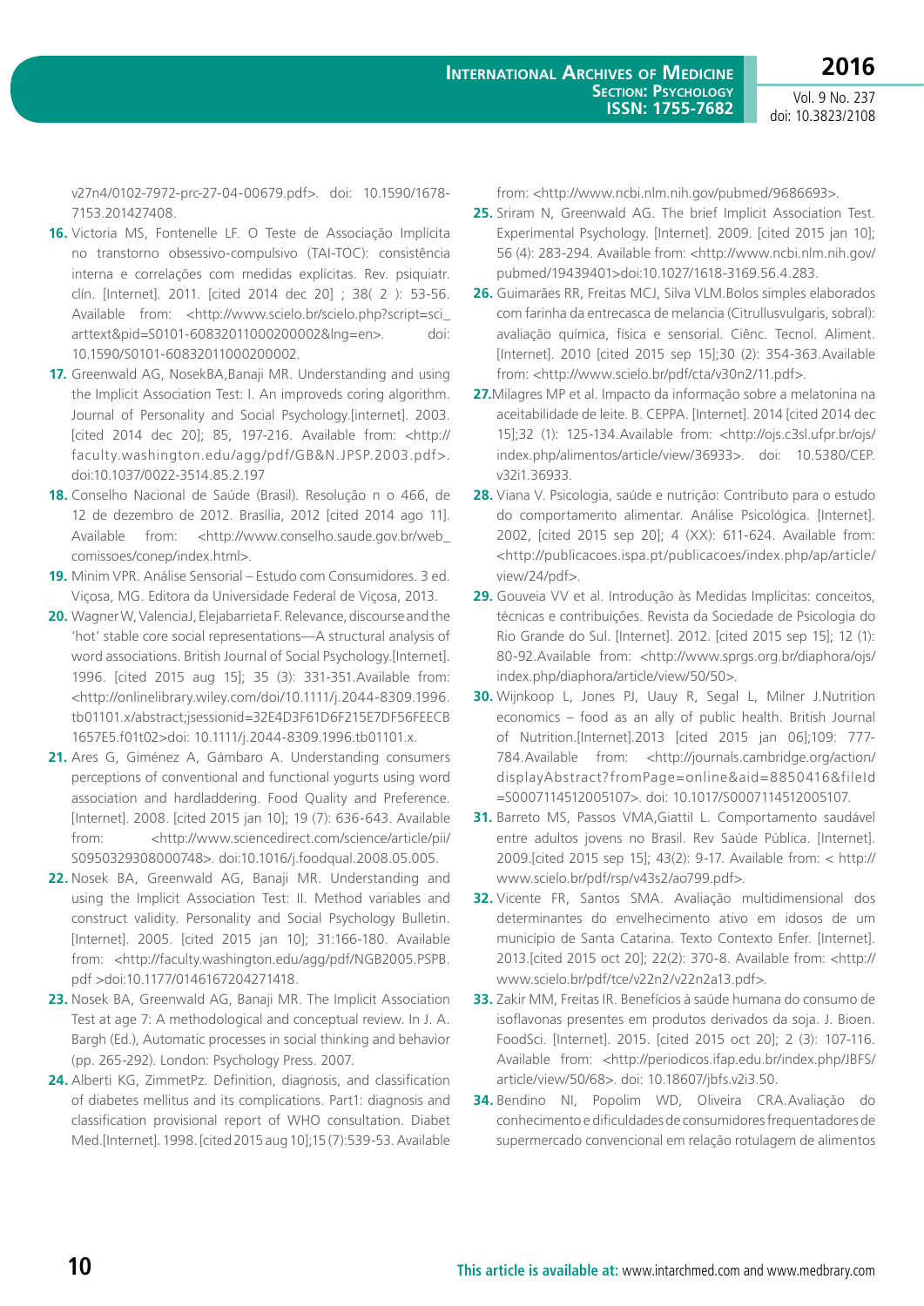v27n4/0102-7972-prc-27-04-00679.pdf>. doi: 10.1590/1678-7153.201427408.

16. Victoria MS, Fontenelle LF. O Teste de Associação Implícita no transtorno obsessivo-compulsivo (TAI-TOC): consistência interna e correlações com medidas explícitas. Rev. psiquiatr. clín. [Internet]. 2011. [cited 2014 dec 20] ; 38( 2 ): 53-56. Available from: <http://www.scielo.br/scielo.php?script=sci_arttext&pid=S0101-60832011000200002&lng=en>. doi: 10.1590/S0101-60832011000200002.

17. Greenwald AG, NosekBA,Banaji MR. Understanding and using the Implicit Association Test: I. An improveds coring algorithm. Journal of Personality and Social Psychology.[internet]. 2003. [cited 2014 dec 20]; 85, 197-216. Available from: <http://faculty.washington.edu/agg/pdf/GB&N.JPSP.2003.pdf>. doi:10.1037/0022-3514.85.2.197

18. Conselho Nacional de Saúde (Brasil). Resolução n o 466, de 12 de dezembro de 2012. Brasília, 2012 [cited 2014 ago 11]. Available from: <http://www.conselho.saude.gov.br/web_comissoes/conep/index.html>.

19. Minim VPR. Análise Sensorial – Estudo com Consumidores. 3 ed. Viçosa, MG. Editora da Universidade Federal de Viçosa, 2013.

20. Wagner W, ValenciaJ, Elejabarrieta F. Relevance, discourse and the 'hot' stable core social representations—A structural analysis of word associations. British Journal of Social Psychology.[Internet]. 1996. [cited 2015 aug 15]; 35 (3): 331-351.Available from: <http://onlinelibrary.wiley.com/doi/10.1111/j.2044-8309.1996.tb01101.x/abstract;jsessionid=32E4D3F61D6F215E7DF56FEECB1657E5.f01t02>doi: 10.1111/j.2044-8309.1996.tb01101.x.

21. Ares G, Giménez A, Gámbaro A. Understanding consumers perceptions of conventional and functional yogurts using word association and hardladdering. Food Quality and Preference. [Internet]. 2008. [cited 2015 jan 10]; 19 (7): 636-643. Available from: <http://www.sciencedirect.com/science/article/pii/S0950329308000748>. doi:10.1016/j.foodqual.2008.05.005.

22. Nosek BA, Greenwald AG, Banaji MR. Understanding and using the Implicit Association Test: II. Method variables and construct validity. Personality and Social Psychology Bulletin. [Internet]. 2005. [cited 2015 jan 10]; 31:166-180. Available from: <http://faculty.washington.edu/agg/pdf/NGB2005.PSPB.pdf >doi:10.1177/0146167204271418.

23. Nosek BA, Greenwald AG, Banaji MR. The Implicit Association Test at age 7: A methodological and conceptual review. In J. A. Bargh (Ed.), Automatic processes in social thinking and behavior (pp. 265-292). London: Psychology Press. 2007.

24. Alberti KG, ZimmetPz. Definition, diagnosis, and classification of diabetes mellitus and its complications. Part1: diagnosis and classification provisional report of WHO consultation. Diabet Med.[Internet]. 1998. [cited 2015 aug 10];15 (7):539-53. Available from: <http://www.ncbi.nlm.nih.gov/pubmed/9686693>.

25. Sriram N, Greenwald AG. The brief Implicit Association Test. Experimental Psychology. [Internet]. 2009. [cited 2015 jan 10]; 56 (4): 283-294. Available from: <http://www.ncbi.nlm.nih.gov/pubmed/19439401>doi:10.1027/1618-3169.56.4.283.

26. Guimarães RR, Freitas MCJ, Silva VLM.Bolos simples elaborados com farinha da entrecasca de melancia (Citrullusvulgaris, sobral): avaliação química, física e sensorial. Ciênc. Tecnol. Aliment. [Internet]. 2010 [cited 2015 sep 15];30 (2): 354-363.Available from: <http://www.scielo.br/pdf/cta/v30n2/11.pdf>.

27. Milagres MP et al. Impacto da informação sobre a melatonina na aceitabilidade de leite. B. CEPPA. [Internet]. 2014 [cited 2014 dec 15];32 (1): 125-134.Available from: <http://ojs.c3sl.ufpr.br/ojs/index.php/alimentos/article/view/36933>. doi: 10.5380/CEP.v32i1.36933.

28. Viana V. Psicologia, saúde e nutrição: Contributo para o estudo do comportamento alimentar. Análise Psicológica. [Internet]. 2002, [cited 2015 sep 20]; 4 (XX): 611-624. Available from: <http://publicacoes.ispa.pt/publicacoes/index.php/ap/article/view/24/pdf>.

29. Gouveia VV et al. Introdução às Medidas Implícitas: conceitos, técnicas e contribuições. Revista da Sociedade de Psicologia do Rio Grande do Sul. [Internet]. 2012. [cited 2015 sep 15]; 12 (1): 80-92.Available from: <http://www.sprgs.org.br/diaphora/ojs/index.php/diaphora/article/view/50/50>.

30. Wijnkoop L, Jones PJ, Uauy R, Segal L, Milner J.Nutrition economics – food as an ally of public health. British Journal of Nutrition.[Internet].2013 [cited 2015 jan 06];109: 777-784.Available from: <http://journals.cambridge.org/action/displayAbstract?fromPage=online&aid=8850416&fileId=S0007114512005107>. doi: 10.1017/S0007114512005107.

31. Barreto MS, Passos VMA,Giattil L. Comportamento saudável entre adultos jovens no Brasil. Rev Saúde Pública. [Internet]. 2009.[cited 2015 sep 15]; 43(2): 9-17. Available from: < http://www.scielo.br/pdf/rsp/v43s2/ao799.pdf>.

32. Vicente FR, Santos SMA. Avaliação multidimensional dos determinantes do envelhecimento ativo em idosos de um município de Santa Catarina. Texto Contexto Enfer. [Internet]. 2013.[cited 2015 oct 20]; 22(2): 370-8. Available from: <http://www.scielo.br/pdf/tce/v22n2/v22n2a13.pdf>.

33. Zakir MM, Freitas IR. Benefícios à saúde humana do consumo de isoflavonas presentes em produtos derivados da soja. J. Bioen. FoodSci. [Internet]. 2015. [cited 2015 oct 20]; 2 (3): 107-116. Available from: <http://periodicos.ifap.edu.br/index.php/JBFS/article/view/50/68>. doi: 10.18607/jbfs.v2i3.50.

34. Bendino NI, Popolim WD, Oliveira CRA.Avaliação do conhecimento e dificuldades de consumidores frequentadores de supermercado convencional em relação rotulagem de alimentos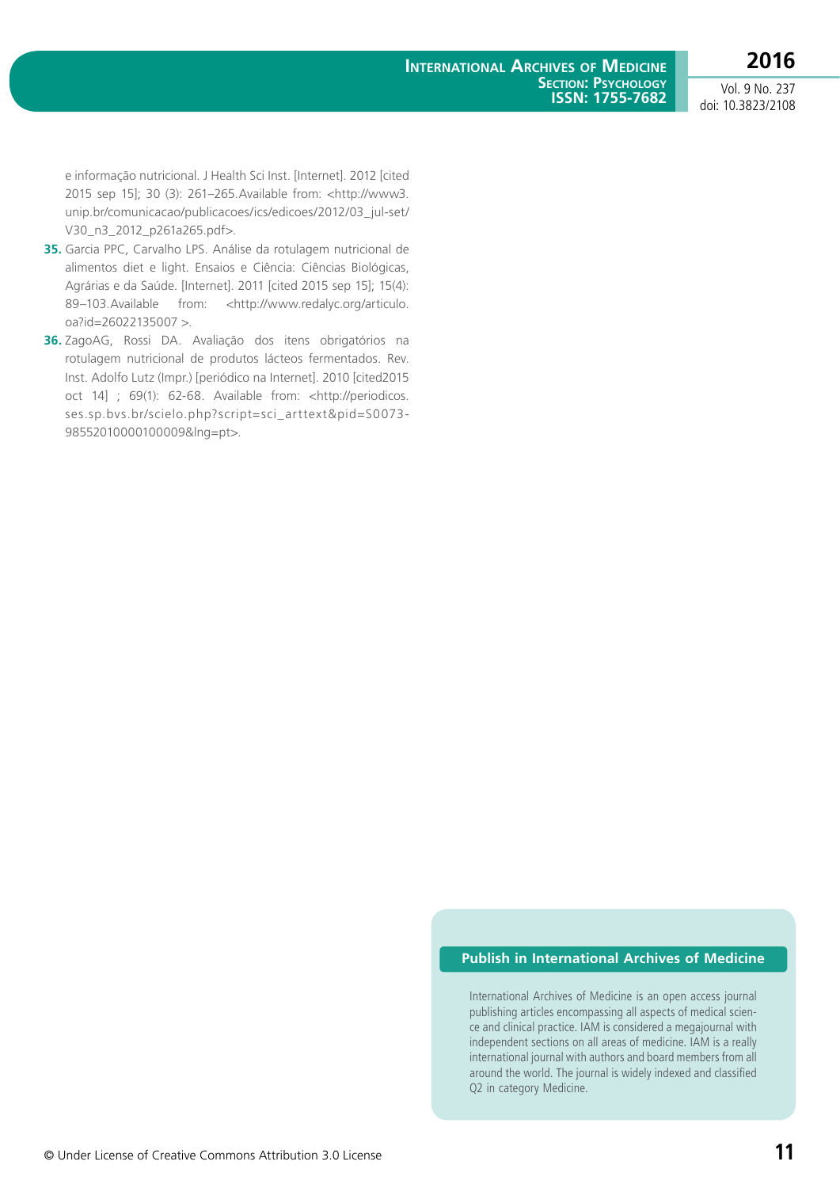e informação nutricional. J Health Sci Inst. [Internet]. 2012 [cited 2015 sep 15]; 30 (3): 261–265.Available from: <http://www3.unip.br/comunicacao/publicacoes/ics/edicoes/2012/03_jul-set/V30_n3_2012_p261a265.pdf>.

**35.** Garcia PPC, Carvalho LPS. Análise da rotulagem nutricional de alimentos diet e light. Ensaios e Ciência: Ciências Biológicas, Agrárias e da Saúde. [Internet]. 2011 [cited 2015 sep 15]; 15(4): 89–103.Available from: <http://www.redalyc.org/articulo.oa?id=26022135007 >.

**36.** ZagoAG, Rossi DA. Avaliação dos itens obrigatórios na rotulagem nutricional de produtos lácteos fermentados. Rev. Inst. Adolfo Lutz (Impr.) [periódico na Internet]. 2010 [cited2015 oct 14] ; 69(1): 62-68. Available from: <http://periodicos.ses.sp.bvs.br/scielo.php?script=sci_arttext&pid=S0073-98552010000100009&lng=pt>.

**Publish in International Archives of Medicine**

International Archives of Medicine is an open access journal publishing articles encompassing all aspects of medical science and clinical practice. IAM is considered a megajournal with independent sections on all areas of medicine. IAM is a really international journal with authors and board members from all around the world. The journal is widely indexed and classified Q2 in category Medicine.

© Under License of Creative Commons Attribution 3.0 License